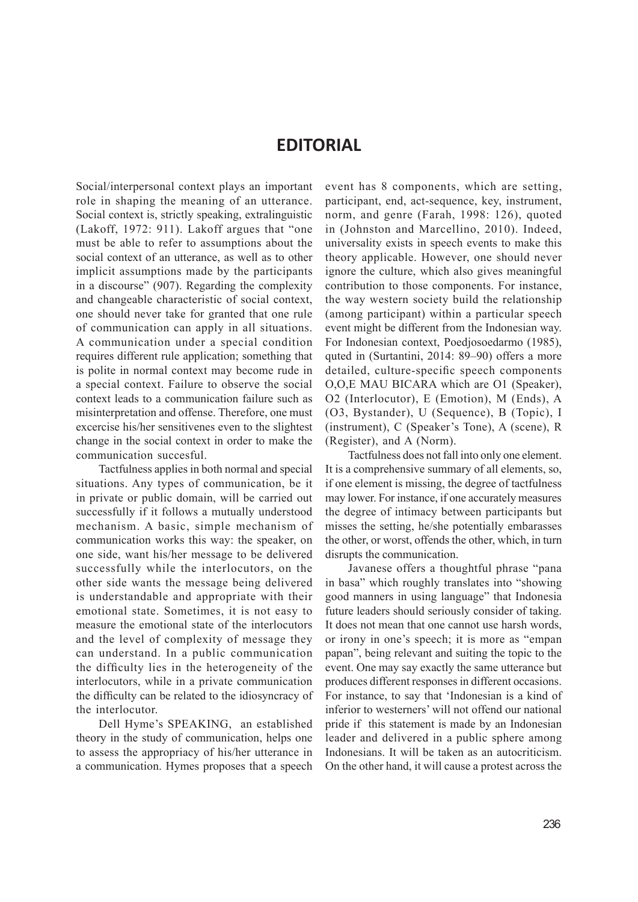# EDITORIAL

Social/interpersonal context plays an important role in shaping the meaning of an utterance. Social context is, strictly speaking, extralinguistic (Lakoff, 1972: 911). Lakoff argues that "one must be able to refer to assumptions about the social context of an utterance, as well as to other implicit assumptions made by the participants in a discourse" (907). Regarding the complexity and changeable characteristic of social context, one should never take for granted that one rule of communication can apply in all situations. A communication under a special condition requires different rule application; something that is polite in normal context may become rude in a special context. Failure to observe the social context leads to a communication failure such as misinterpretation and offense. Therefore, one must excercise his/her sensitivenes even to the slightest change in the social context in order to make the communication succesful.

Tactfulness applies in both normal and special situations. Any types of communication, be it in private or public domain, will be carried out successfully if it follows a mutually understood mechanism. A basic, simple mechanism of communication works this way: the speaker, on one side, want his/her message to be delivered successfully while the interlocutors, on the other side wants the message being delivered is understandable and appropriate with their emotional state. Sometimes, it is not easy to measure the emotional state of the interlocutors and the level of complexity of message they can understand. In a public communication the difficulty lies in the heterogeneity of the interlocutors, while in a private communication the difficulty can be related to the idiosyncracy of the interlocutor.

Dell Hyme's SPEAKING, an established theory in the study of communication, helps one to assess the appropriacy of his/her utterance in a communication. Hymes proposes that a speech event has 8 components, which are setting, participant, end, act-sequence, key, instrument, norm, and genre (Farah, 1998: 126), quoted in (Johnston and Marcellino, 2010). Indeed, universality exists in speech events to make this theory applicable. However, one should never ignore the culture, which also gives meaningful contribution to those components. For instance, the way western society build the relationship (among participant) within a particular speech event might be different from the Indonesian way. For Indonesian context, Poedjosoedarmo (1985), quted in (Surtantini, 2014: 89–90) offers a more detailed, culture-specific speech components O,O,E MAU BICARA which are O1 (Speaker), O2 (Interlocutor), E (Emotion), M (Ends), A (O3, Bystander), U (Sequence), B (Topic), I (instrument), C (Speaker's Tone), A (scene), R (Register), and A (Norm).

Tactfulness does not fall into only one element. It is a comprehensive summary of all elements, so, if one element is missing, the degree of tactfulness may lower. For instance, if one accurately measures the degree of intimacy between participants but misses the setting, he/she potentially embarasses the other, or worst, offends the other, which, in turn disrupts the communication.

Javanese offers a thoughtful phrase "pana in basa" which roughly translates into "showing good manners in using language" that Indonesia future leaders should seriously consider of taking. It does not mean that one cannot use harsh words, or irony in one's speech; it is more as "empan papan", being relevant and suiting the topic to the event. One may say exactly the same utterance but produces different responses in different occasions. For instance, to say that 'Indonesian is a kind of inferior to westerners' will not offend our national pride if this statement is made by an Indonesian leader and delivered in a public sphere among Indonesians. It will be taken as an autocriticism. On the other hand, it will cause a protest across the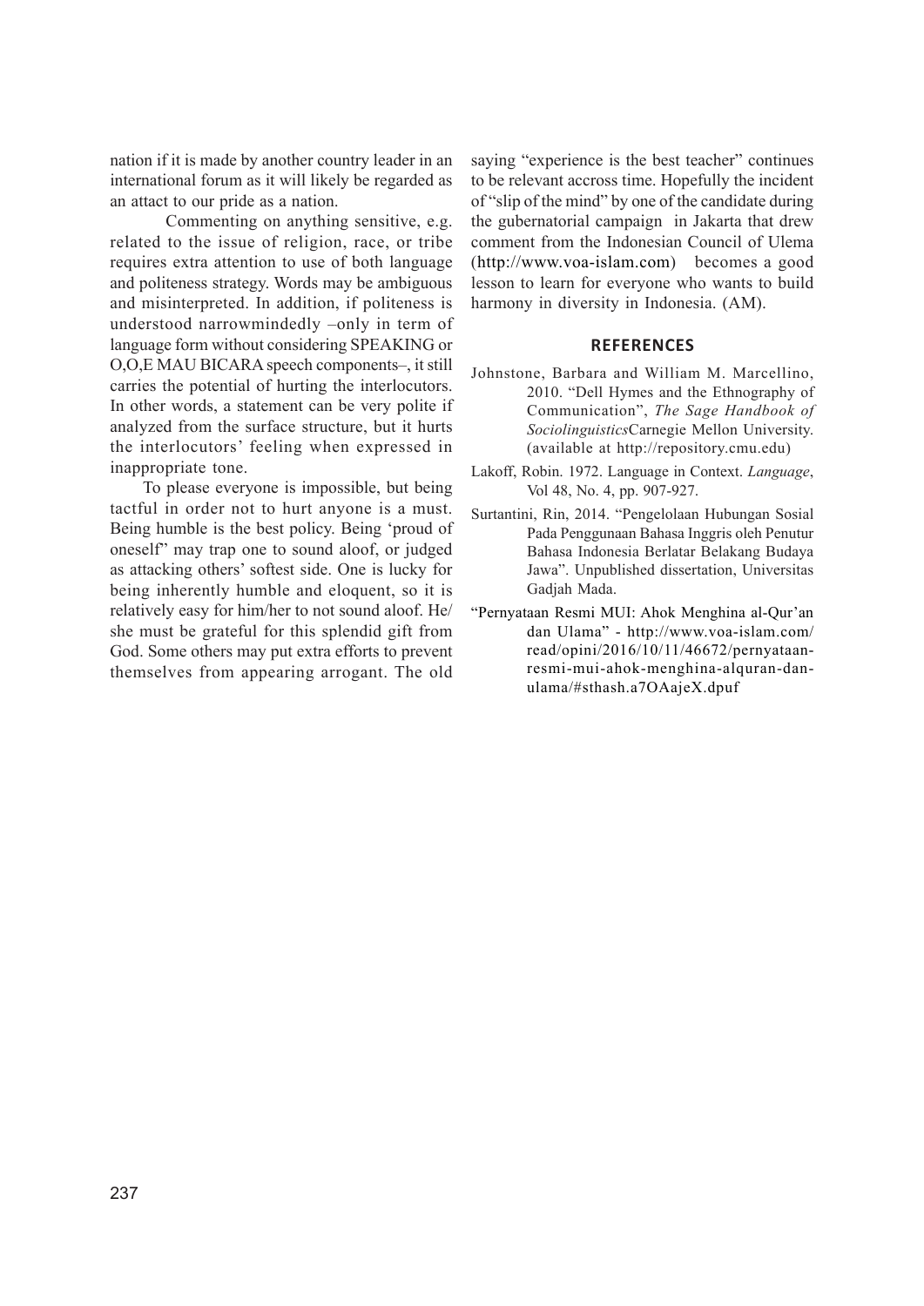nation if it is made by another country leader in an international forum as it will likely be regarded as an attact to our pride as a nation.

Commenting on anything sensitive, e.g. related to the issue of religion, race, or tribe requires extra attention to use of both language and politeness strategy. Words may be ambiguous and misinterpreted. In addition, if politeness is understood narrowmindedly –only in term of language form without considering SPEAKING or O,O,E MAU BICARA speech components–, it still carries the potential of hurting the interlocutors. In other words, a statement can be very polite if analyzed from the surface structure, but it hurts the interlocutors' feeling when expressed in inappropriate tone.

To please everyone is impossible, but being tactful in order not to hurt anyone is a must. Being humble is the best policy. Being 'proud of oneself" may trap one to sound aloof, or judged as attacking others' softest side. One is lucky for being inherently humble and eloquent, so it is relatively easy for him/her to not sound aloof. He/she must be grateful for this splendid gift from God. Some others may put extra efforts to prevent themselves from appearing arrogant. The old saying "experience is the best teacher" continues to be relevant accross time. Hopefully the incident of "slip of the mind" by one of the candidate during the gubernatorial campaign in Jakarta that drew comment from the Indonesian Council of Ulema (http://www.voa-islam.com) becomes a good lesson to learn for everyone who wants to build harmony in diversity in Indonesia. (AM).

## REFERENCES

Johnstone, Barbara and William M. Marcellino, 2010. "Dell Hymes and the Ethnography of Communication", *The Sage Handbook of Sociolinguistics*Carnegie Mellon University. (available at http://repository.cmu.edu)

Lakoff, Robin. 1972. Language in Context. *Language*, Vol 48, No. 4, pp. 907-927.

Surtantini, Rin, 2014. "Pengelolaan Hubungan Sosial Pada Penggunaan Bahasa Inggris oleh Penutur Bahasa Indonesia Berlatar Belakang Budaya Jawa". Unpublished dissertation, Universitas Gadjah Mada.

"Pernyataan Resmi MUI: Ahok Menghina al-Qur'an dan Ulama" - http://www.voa-islam.com/read/opini/2016/10/11/46672/pernyataan-resmi-mui-ahok-menghina-alquran-dan-ulama/#sthash.a7OAajeX.dpuf